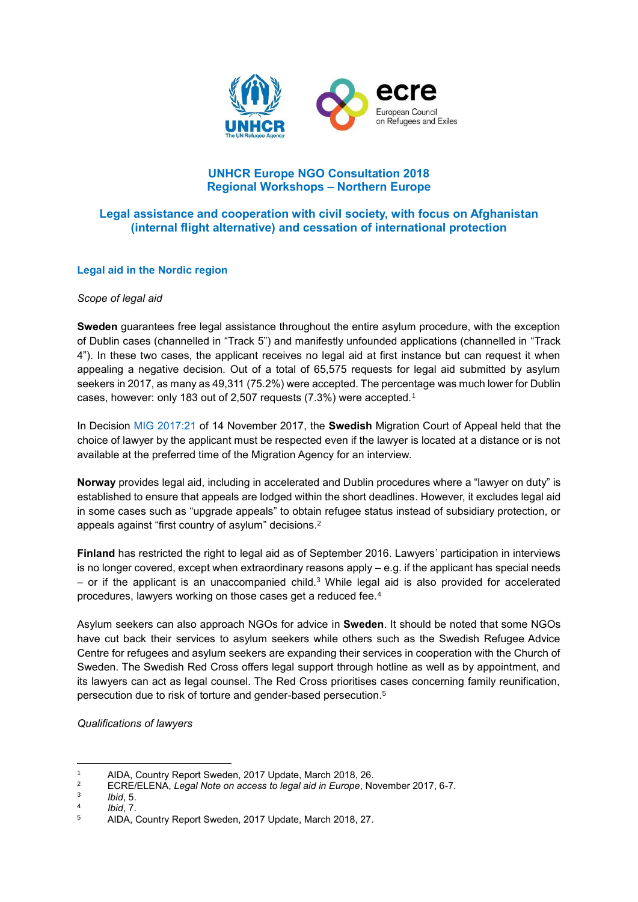# UNHCR Europe NGO Consultation 2018
## Regional Workshops – Northern Europe

## Legal assistance and cooperation with civil society, with focus on Afghanistan (internal flight alternative) and cessation of international protection

### Legal aid in the Nordic region

*Scope of legal aid*

**Sweden** guarantees free legal assistance throughout the entire asylum procedure, with the exception of Dublin cases (channelled in "Track 5") and manifestly unfounded applications (channelled in "Track 4"). In these two cases, the applicant receives no legal aid at first instance but can request it when appealing a negative decision. Out of a total of 65,575 requests for legal aid submitted by asylum seekers in 2017, as many as 49,311 (75.2%) were accepted. The percentage was much lower for Dublin cases, however: only 183 out of 2,507 requests (7.3%) were accepted.[1]

In Decision MIG 2017:21 of 14 November 2017, the **Swedish** Migration Court of Appeal held that the choice of lawyer by the applicant must be respected even if the lawyer is located at a distance or is not available at the preferred time of the Migration Agency for an interview.

**Norway** provides legal aid, including in accelerated and Dublin procedures where a "lawyer on duty" is established to ensure that appeals are lodged within the short deadlines. However, it excludes legal aid in some cases such as "upgrade appeals" to obtain refugee status instead of subsidiary protection, or appeals against "first country of asylum" decisions.[2]

**Finland** has restricted the right to legal aid as of September 2016. Lawyers' participation in interviews is no longer covered, except when extraordinary reasons apply – e.g. if the applicant has special needs – or if the applicant is an unaccompanied child.[3] While legal aid is also provided for accelerated procedures, lawyers working on those cases get a reduced fee.[4]

Asylum seekers can also approach NGOs for advice in **Sweden**. It should be noted that some NGOs have cut back their services to asylum seekers while others such as the Swedish Refugee Advice Centre for refugees and asylum seekers are expanding their services in cooperation with the Church of Sweden. The Swedish Red Cross offers legal support through hotline as well as by appointment, and its lawyers can act as legal counsel. The Red Cross prioritises cases concerning family reunification, persecution due to risk of torture and gender-based persecution.[5]

*Qualifications of lawyers*

---

[1] AIDA, Country Report Sweden, 2017 Update, March 2018, 26.

[2] ECRE/ELENA, *Legal Note on access to legal aid in Europe*, November 2017, 6-7.

[3] *Ibid*, 5.

[4] *Ibid*, 7.

[5] AIDA, Country Report Sweden, 2017 Update, March 2018, 27.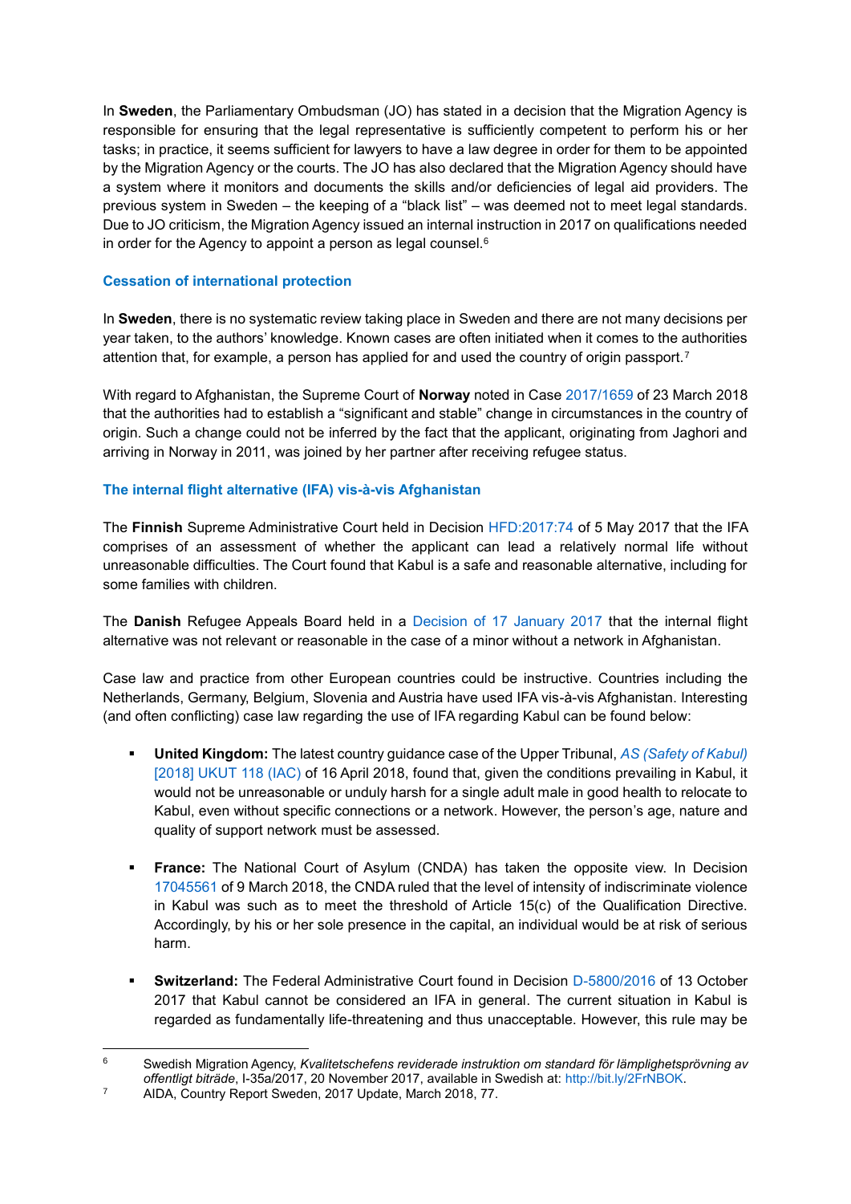In **Sweden**, the Parliamentary Ombudsman (JO) has stated in a decision that the Migration Agency is responsible for ensuring that the legal representative is sufficiently competent to perform his or her tasks; in practice, it seems sufficient for lawyers to have a law degree in order for them to be appointed by the Migration Agency or the courts. The JO has also declared that the Migration Agency should have a system where it monitors and documents the skills and/or deficiencies of legal aid providers. The previous system in Sweden – the keeping of a "black list" – was deemed not to meet legal standards. Due to JO criticism, the Migration Agency issued an internal instruction in 2017 on qualifications needed in order for the Agency to appoint a person as legal counsel.[6]

### Cessation of international protection

In **Sweden**, there is no systematic review taking place in Sweden and there are not many decisions per year taken, to the authors' knowledge. Known cases are often initiated when it comes to the authorities attention that, for example, a person has applied for and used the country of origin passport.[7]

With regard to Afghanistan, the Supreme Court of **Norway** noted in Case 2017/1659 of 23 March 2018 that the authorities had to establish a "significant and stable" change in circumstances in the country of origin. Such a change could not be inferred by the fact that the applicant, originating from Jaghori and arriving in Norway in 2011, was joined by her partner after receiving refugee status.

### The internal flight alternative (IFA) vis-à-vis Afghanistan

The **Finnish** Supreme Administrative Court held in Decision HFD:2017:74 of 5 May 2017 that the IFA comprises of an assessment of whether the applicant can lead a relatively normal life without unreasonable difficulties. The Court found that Kabul is a safe and reasonable alternative, including for some families with children.

The **Danish** Refugee Appeals Board held in a Decision of 17 January 2017 that the internal flight alternative was not relevant or reasonable in the case of a minor without a network in Afghanistan.

Case law and practice from other European countries could be instructive. Countries including the Netherlands, Germany, Belgium, Slovenia and Austria have used IFA vis-à-vis Afghanistan. Interesting (and often conflicting) case law regarding the use of IFA regarding Kabul can be found below:

- **United Kingdom:** The latest country guidance case of the Upper Tribunal, *AS (Safety of Kabul)* [2018] UKUT 118 (IAC) of 16 April 2018, found that, given the conditions prevailing in Kabul, it would not be unreasonable or unduly harsh for a single adult male in good health to relocate to Kabul, even without specific connections or a network. However, the person's age, nature and quality of support network must be assessed.

- **France:** The National Court of Asylum (CNDA) has taken the opposite view. In Decision 17045561 of 9 March 2018, the CNDA ruled that the level of intensity of indiscriminate violence in Kabul was such as to meet the threshold of Article 15(c) of the Qualification Directive. Accordingly, by his or her sole presence in the capital, an individual would be at risk of serious harm.

- **Switzerland:** The Federal Administrative Court found in Decision D-5800/2016 of 13 October 2017 that Kabul cannot be considered an IFA in general. The current situation in Kabul is regarded as fundamentally life-threatening and thus unacceptable. However, this rule may be

---

[6] Swedish Migration Agency, *Kvalitetschefens reviderade instruktion om standard för lämplighetsprövning av offentligt biträde*, I-35a/2017, 20 November 2017, available in Swedish at: http://bit.ly/2FrNBOK.

[7] AIDA, Country Report Sweden, 2017 Update, March 2018, 77.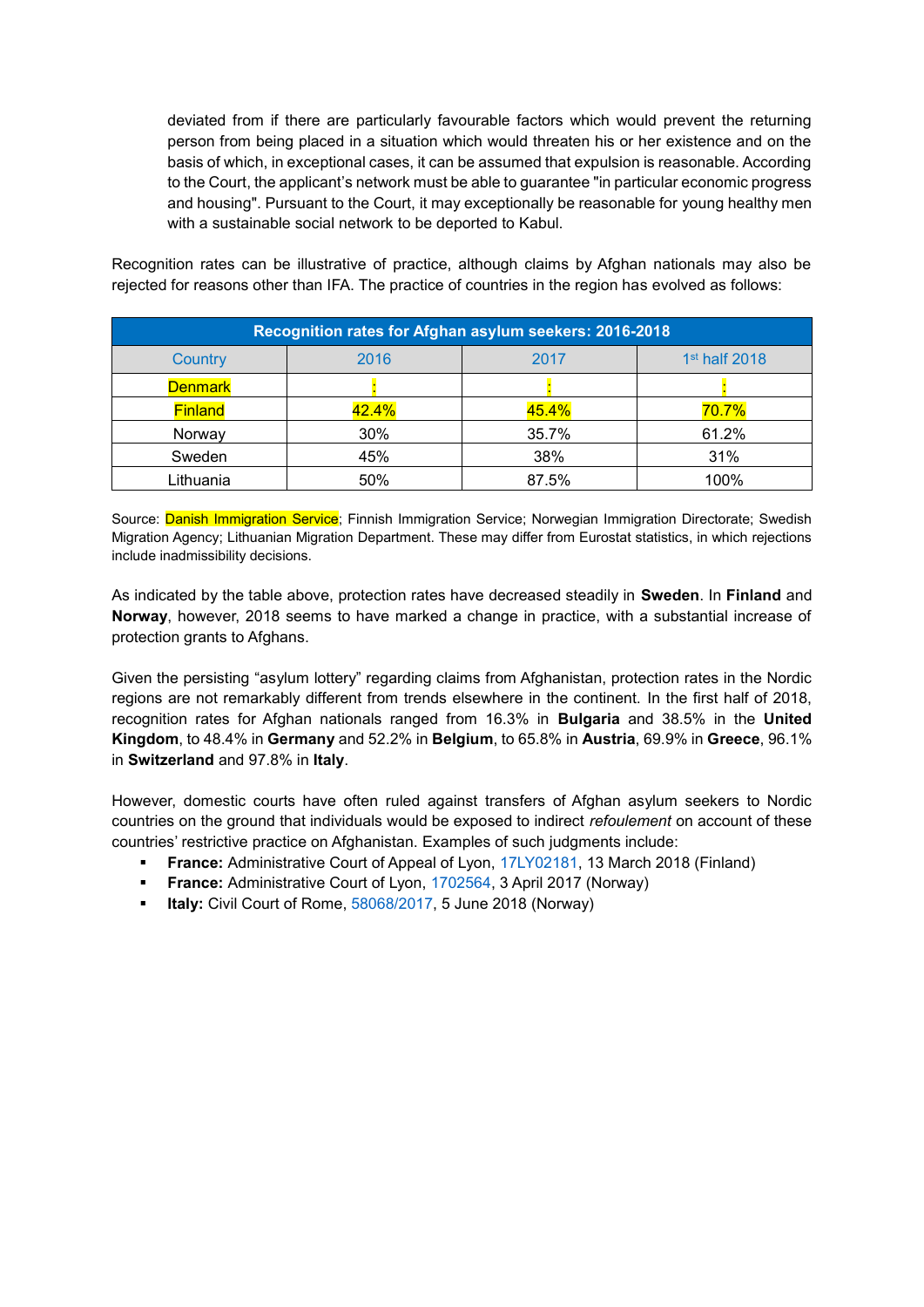deviated from if there are particularly favourable factors which would prevent the returning person from being placed in a situation which would threaten his or her existence and on the basis of which, in exceptional cases, it can be assumed that expulsion is reasonable. According to the Court, the applicant's network must be able to guarantee "in particular economic progress and housing". Pursuant to the Court, it may exceptionally be reasonable for young healthy men with a sustainable social network to be deported to Kabul.

Recognition rates can be illustrative of practice, although claims by Afghan nationals may also be rejected for reasons other than IFA. The practice of countries in the region has evolved as follows:

| Recognition rates for Afghan asylum seekers: 2016-2018 | | | |
|---|---|---|---|
| Country | 2016 | 2017 | 1st half 2018 |
| Denmark | : | : | : |
| Finland | 42.4% | 45.4% | 70.7% |
| Norway | 30% | 35.7% | 61.2% |
| Sweden | 45% | 38% | 31% |
| Lithuania | 50% | 87.5% | 100% |

Source: Danish Immigration Service; Finnish Immigration Service; Norwegian Immigration Directorate; Swedish Migration Agency; Lithuanian Migration Department. These may differ from Eurostat statistics, in which rejections include inadmissibility decisions.

As indicated by the table above, protection rates have decreased steadily in **Sweden**. In **Finland** and **Norway**, however, 2018 seems to have marked a change in practice, with a substantial increase of protection grants to Afghans.

Given the persisting "asylum lottery" regarding claims from Afghanistan, protection rates in the Nordic regions are not remarkably different from trends elsewhere in the continent. In the first half of 2018, recognition rates for Afghan nationals ranged from 16.3% in **Bulgaria** and 38.5% in the **United Kingdom**, to 48.4% in **Germany** and 52.2% in **Belgium**, to 65.8% in **Austria**, 69.9% in **Greece**, 96.1% in **Switzerland** and 97.8% in **Italy**.

However, domestic courts have often ruled against transfers of Afghan asylum seekers to Nordic countries on the ground that individuals would be exposed to indirect *refoulement* on account of these countries' restrictive practice on Afghanistan. Examples of such judgments include:

- **France:** Administrative Court of Appeal of Lyon, 17LY02181, 13 March 2018 (Finland)
- **France:** Administrative Court of Lyon, 1702564, 3 April 2017 (Norway)
- **Italy:** Civil Court of Rome, 58068/2017, 5 June 2018 (Norway)